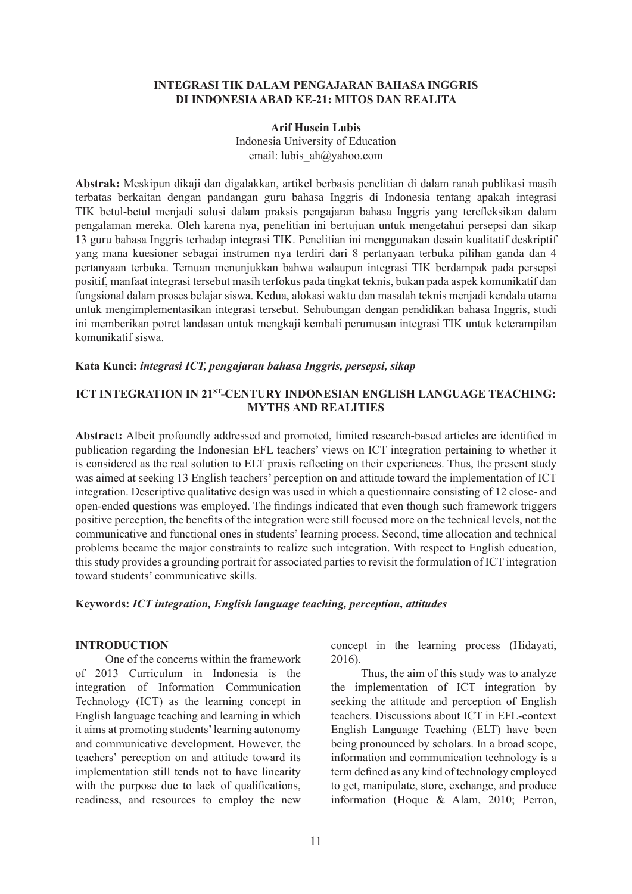# INTEGRASI TIK DALAM PENGAJARAN BAHASA INGGRIS DI INDONESIA ABAD KE-21: MITOS DAN REALITA

**Arif Husein Lubis**
Indonesia University of Education
email: lubis_ah@yahoo.com

**Abstrak:** Meskipun dikaji dan digalakkan, artikel berbasis penelitian di dalam ranah publikasi masih terbatas berkaitan dengan pandangan guru bahasa Inggris di Indonesia tentang apakah integrasi TIK betul-betul menjadi solusi dalam praksis pengajaran bahasa Inggris yang terefleksikan dalam pengalaman mereka. Oleh karena nya, penelitian ini bertujuan untuk mengetahui persepsi dan sikap 13 guru bahasa Inggris terhadap integrasi TIK. Penelitian ini menggunakan desain kualitatif deskriptif yang mana kuesioner sebagai instrumen nya terdiri dari 8 pertanyaan terbuka pilihan ganda dan 4 pertanyaan terbuka. Temuan menunjukkan bahwa walaupun integrasi TIK berdampak pada persepsi positif, manfaat integrasi tersebut masih terfokus pada tingkat teknis, bukan pada aspek komunikatif dan fungsional dalam proses belajar siswa. Kedua, alokasi waktu dan masalah teknis menjadi kendala utama untuk mengimplementasikan integrasi tersebut. Sehubungan dengan pendidikan bahasa Inggris, studi ini memberikan potret landasan untuk mengkaji kembali perumusan integrasi TIK untuk keterampilan komunikatif siswa.

**Kata Kunci:** ***integrasi ICT, pengajaran bahasa Inggris, persepsi, sikap***

# ICT INTEGRATION IN 21ST-CENTURY INDONESIAN ENGLISH LANGUAGE TEACHING: MYTHS AND REALITIES

**Abstract:** Albeit profoundly addressed and promoted, limited research-based articles are identified in publication regarding the Indonesian EFL teachers' views on ICT integration pertaining to whether it is considered as the real solution to ELT praxis reflecting on their experiences. Thus, the present study was aimed at seeking 13 English teachers' perception on and attitude toward the implementation of ICT integration. Descriptive qualitative design was used in which a questionnaire consisting of 12 close- and open-ended questions was employed. The findings indicated that even though such framework triggers positive perception, the benefits of the integration were still focused more on the technical levels, not the communicative and functional ones in students' learning process. Second, time allocation and technical problems became the major constraints to realize such integration. With respect to English education, this study provides a grounding portrait for associated parties to revisit the formulation of ICT integration toward students' communicative skills.

**Keywords:** ***ICT integration, English language teaching, perception, attitudes***

## INTRODUCTION

One of the concerns within the framework of 2013 Curriculum in Indonesia is the integration of Information Communication Technology (ICT) as the learning concept in English language teaching and learning in which it aims at promoting students' learning autonomy and communicative development. However, the teachers' perception on and attitude toward its implementation still tends not to have linearity with the purpose due to lack of qualifications, readiness, and resources to employ the new concept in the learning process (Hidayati, 2016).

Thus, the aim of this study was to analyze the implementation of ICT integration by seeking the attitude and perception of English teachers. Discussions about ICT in EFL-context English Language Teaching (ELT) have been being pronounced by scholars. In a broad scope, information and communication technology is a term defined as any kind of technology employed to get, manipulate, store, exchange, and produce information (Hoque & Alam, 2010; Perron,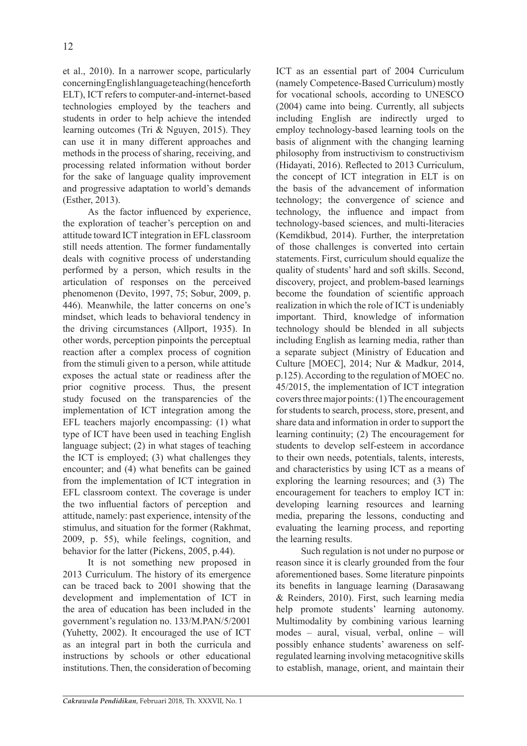et al., 2010). In a narrower scope, particularly concerning English language teaching (henceforth ELT), ICT refers to computer-and-internet-based technologies employed by the teachers and students in order to help achieve the intended learning outcomes (Tri & Nguyen, 2015). They can use it in many different approaches and methods in the process of sharing, receiving, and processing related information without border for the sake of language quality improvement and progressive adaptation to world's demands (Esther, 2013).

As the factor influenced by experience, the exploration of teacher's perception on and attitude toward ICT integration in EFL classroom still needs attention. The former fundamentally deals with cognitive process of understanding performed by a person, which results in the articulation of responses on the perceived phenomenon (Devito, 1997, 75; Sobur, 2009, p. 446). Meanwhile, the latter concerns on one's mindset, which leads to behavioral tendency in the driving circumstances (Allport, 1935). In other words, perception pinpoints the perceptual reaction after a complex process of cognition from the stimuli given to a person, while attitude exposes the actual state or readiness after the prior cognitive process. Thus, the present study focused on the transparencies of the implementation of ICT integration among the EFL teachers majorly encompassing: (1) what type of ICT have been used in teaching English language subject; (2) in what stages of teaching the ICT is employed; (3) what challenges they encounter; and (4) what benefits can be gained from the implementation of ICT integration in EFL classroom context. The coverage is under the two influential factors of perception and attitude, namely: past experience, intensity of the stimulus, and situation for the former (Rakhmat, 2009, p. 55), while feelings, cognition, and behavior for the latter (Pickens, 2005, p.44).

It is not something new proposed in 2013 Curriculum. The history of its emergence can be traced back to 2001 showing that the development and implementation of ICT in the area of education has been included in the government's regulation no. 133/M.PAN/5/2001 (Yuhetty, 2002). It encouraged the use of ICT as an integral part in both the curricula and instructions by schools or other educational institutions. Then, the consideration of becoming ICT as an essential part of 2004 Curriculum (namely Competence-Based Curriculum) mostly for vocational schools, according to UNESCO (2004) came into being. Currently, all subjects including English are indirectly urged to employ technology-based learning tools on the basis of alignment with the changing learning philosophy from instructivism to constructivism (Hidayati, 2016). Reflected to 2013 Curriculum, the concept of ICT integration in ELT is on the basis of the advancement of information technology; the convergence of science and technology, the influence and impact from technology-based sciences, and multi-literacies (Kemdikbud, 2014). Further, the interpretation of those challenges is converted into certain statements. First, curriculum should equalize the quality of students' hard and soft skills. Second, discovery, project, and problem-based learnings become the foundation of scientific approach realization in which the role of ICT is undeniably important. Third, knowledge of information technology should be blended in all subjects including English as learning media, rather than a separate subject (Ministry of Education and Culture [MOEC], 2014; Nur & Madkur, 2014, p.125). According to the regulation of MOEC no. 45/2015, the implementation of ICT integration covers three major points: (1) The encouragement for students to search, process, store, present, and share data and information in order to support the learning continuity; (2) The encouragement for students to develop self-esteem in accordance to their own needs, potentials, talents, interests, and characteristics by using ICT as a means of exploring the learning resources; and (3) The encouragement for teachers to employ ICT in: developing learning resources and learning media, preparing the lessons, conducting and evaluating the learning process, and reporting the learning results.

Such regulation is not under no purpose or reason since it is clearly grounded from the four aforementioned bases. Some literature pinpoints its benefits in language learning (Darasawang & Reinders, 2010). First, such learning media help promote students' learning autonomy. Multimodality by combining various learning modes – aural, visual, verbal, online – will possibly enhance students' awareness on self-regulated learning involving metacognitive skills to establish, manage, orient, and maintain their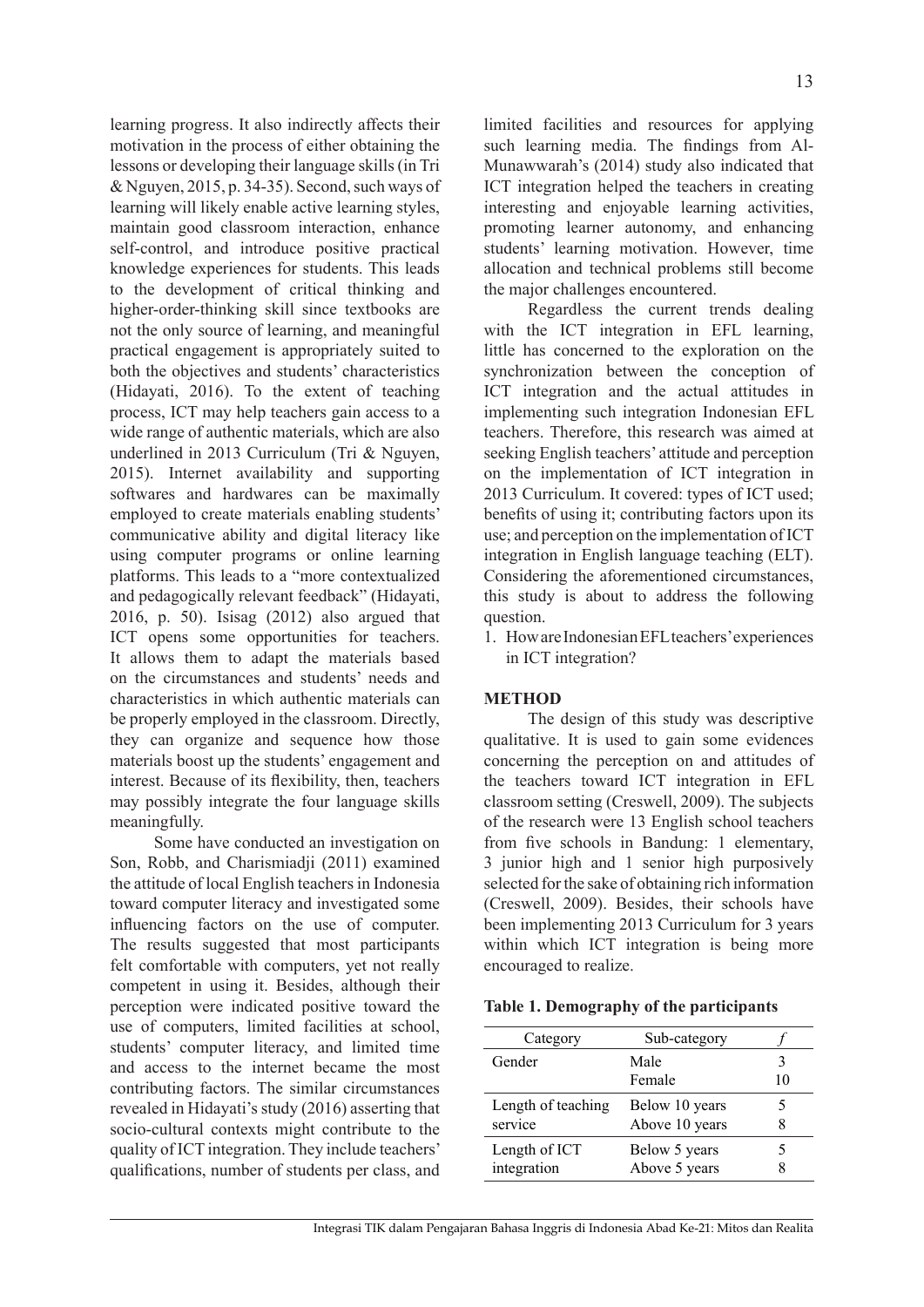learning progress. It also indirectly affects their motivation in the process of either obtaining the lessons or developing their language skills (in Tri & Nguyen, 2015, p. 34-35). Second, such ways of learning will likely enable active learning styles, maintain good classroom interaction, enhance self-control, and introduce positive practical knowledge experiences for students. This leads to the development of critical thinking and higher-order-thinking skill since textbooks are not the only source of learning, and meaningful practical engagement is appropriately suited to both the objectives and students' characteristics (Hidayati, 2016). To the extent of teaching process, ICT may help teachers gain access to a wide range of authentic materials, which are also underlined in 2013 Curriculum (Tri & Nguyen, 2015). Internet availability and supporting softwares and hardwares can be maximally employed to create materials enabling students' communicative ability and digital literacy like using computer programs or online learning platforms. This leads to a "more contextualized and pedagogically relevant feedback" (Hidayati, 2016, p. 50). Isisag (2012) also argued that ICT opens some opportunities for teachers. It allows them to adapt the materials based on the circumstances and students' needs and characteristics in which authentic materials can be properly employed in the classroom. Directly, they can organize and sequence how those materials boost up the students' engagement and interest. Because of its flexibility, then, teachers may possibly integrate the four language skills meaningfully.

Some have conducted an investigation on Son, Robb, and Charismiadji (2011) examined the attitude of local English teachers in Indonesia toward computer literacy and investigated some influencing factors on the use of computer. The results suggested that most participants felt comfortable with computers, yet not really competent in using it. Besides, although their perception were indicated positive toward the use of computers, limited facilities at school, students' computer literacy, and limited time and access to the internet became the most contributing factors. The similar circumstances revealed in Hidayati's study (2016) asserting that socio-cultural contexts might contribute to the quality of ICT integration. They include teachers' qualifications, number of students per class, and limited facilities and resources for applying such learning media. The findings from Al-Munawwarah's (2014) study also indicated that ICT integration helped the teachers in creating interesting and enjoyable learning activities, promoting learner autonomy, and enhancing students' learning motivation. However, time allocation and technical problems still become the major challenges encountered.

Regardless the current trends dealing with the ICT integration in EFL learning, little has concerned to the exploration on the synchronization between the conception of ICT integration and the actual attitudes in implementing such integration Indonesian EFL teachers. Therefore, this research was aimed at seeking English teachers' attitude and perception on the implementation of ICT integration in 2013 Curriculum. It covered: types of ICT used; benefits of using it; contributing factors upon its use; and perception on the implementation of ICT integration in English language teaching (ELT). Considering the aforementioned circumstances, this study is about to address the following question.

1. How are Indonesian EFL teachers' experiences in ICT integration?

## METHOD

The design of this study was descriptive qualitative. It is used to gain some evidences concerning the perception on and attitudes of the teachers toward ICT integration in EFL classroom setting (Creswell, 2009). The subjects of the research were 13 English school teachers from five schools in Bandung: 1 elementary, 3 junior high and 1 senior high purposively selected for the sake of obtaining rich information (Creswell, 2009). Besides, their schools have been implementing 2013 Curriculum for 3 years within which ICT integration is being more encouraged to realize.

**Table 1. Demography of the participants**

| Category | Sub-category | *f* |
|---|---|---|
| Gender | Male | 3 |
| | Female | 10 |
| Length of teaching service | Below 10 years | 5 |
| | Above 10 years | 8 |
| Length of ICT integration | Below 5 years | 5 |
| | Above 5 years | 8 |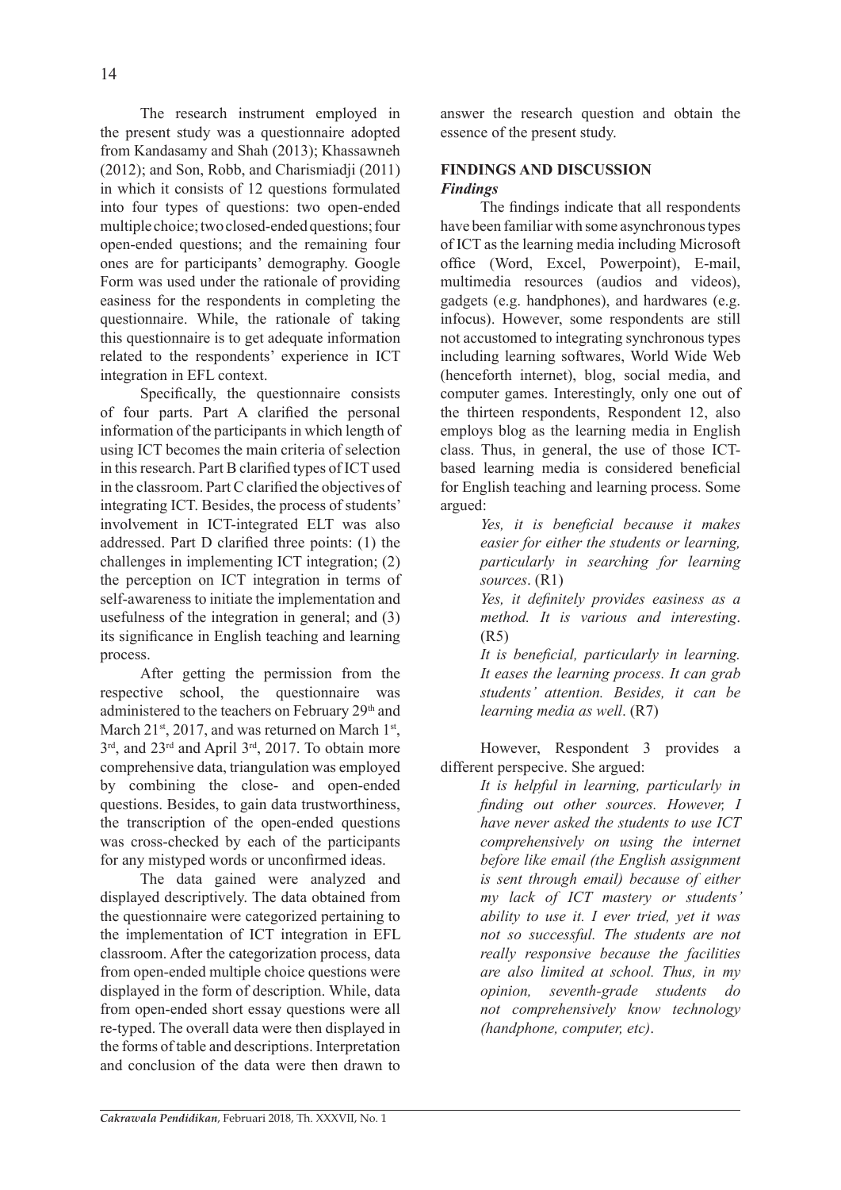The research instrument employed in the present study was a questionnaire adopted from Kandasamy and Shah (2013); Khassawneh (2012); and Son, Robb, and Charismiadji (2011) in which it consists of 12 questions formulated into four types of questions: two open-ended multiple choice; two closed-ended questions; four open-ended questions; and the remaining four ones are for participants' demography. Google Form was used under the rationale of providing easiness for the respondents in completing the questionnaire. While, the rationale of taking this questionnaire is to get adequate information related to the respondents' experience in ICT integration in EFL context.

Specifically, the questionnaire consists of four parts. Part A clarified the personal information of the participants in which length of using ICT becomes the main criteria of selection in this research. Part B clarified types of ICT used in the classroom. Part C clarified the objectives of integrating ICT. Besides, the process of students' involvement in ICT-integrated ELT was also addressed. Part D clarified three points: (1) the challenges in implementing ICT integration; (2) the perception on ICT integration in terms of self-awareness to initiate the implementation and usefulness of the integration in general; and (3) its significance in English teaching and learning process.

After getting the permission from the respective school, the questionnaire was administered to the teachers on February 29th and March 21st, 2017, and was returned on March 1st, 3rd, and 23rd and April 3rd, 2017. To obtain more comprehensive data, triangulation was employed by combining the close- and open-ended questions. Besides, to gain data trustworthiness, the transcription of the open-ended questions was cross-checked by each of the participants for any mistyped words or unconfirmed ideas.

The data gained were analyzed and displayed descriptively. The data obtained from the questionnaire were categorized pertaining to the implementation of ICT integration in EFL classroom. After the categorization process, data from open-ended multiple choice questions were displayed in the form of description. While, data from open-ended short essay questions were all re-typed. The overall data were then displayed in the forms of table and descriptions. Interpretation and conclusion of the data were then drawn to answer the research question and obtain the essence of the present study.

## FINDINGS AND DISCUSSION

### *Findings*

The findings indicate that all respondents have been familiar with some asynchronous types of ICT as the learning media including Microsoft office (Word, Excel, Powerpoint), E-mail, multimedia resources (audios and videos), gadgets (e.g. handphones), and hardwares (e.g. infocus). However, some respondents are still not accustomed to integrating synchronous types including learning softwares, World Wide Web (henceforth internet), blog, social media, and computer games. Interestingly, only one out of the thirteen respondents, Respondent 12, also employs blog as the learning media in English class. Thus, in general, the use of those ICT-based learning media is considered beneficial for English teaching and learning process. Some argued:

> *Yes, it is beneficial because it makes easier for either the students or learning, particularly in searching for learning sources*. (R1)
>
> *Yes, it definitely provides easiness as a method. It is various and interesting*. (R5)
>
> *It is beneficial, particularly in learning. It eases the learning process. It can grab students' attention. Besides, it can be learning media as well*. (R7)

However, Respondent 3 provides a different perspecive. She argued:

> *It is helpful in learning, particularly in finding out other sources. However, I have never asked the students to use ICT comprehensively on using the internet before like email (the English assignment is sent through email) because of either my lack of ICT mastery or students' ability to use it. I ever tried, yet it was not so successful. The students are not really responsive because the facilities are also limited at school. Thus, in my opinion, seventh-grade students do not comprehensively know technology (handphone, computer, etc)*.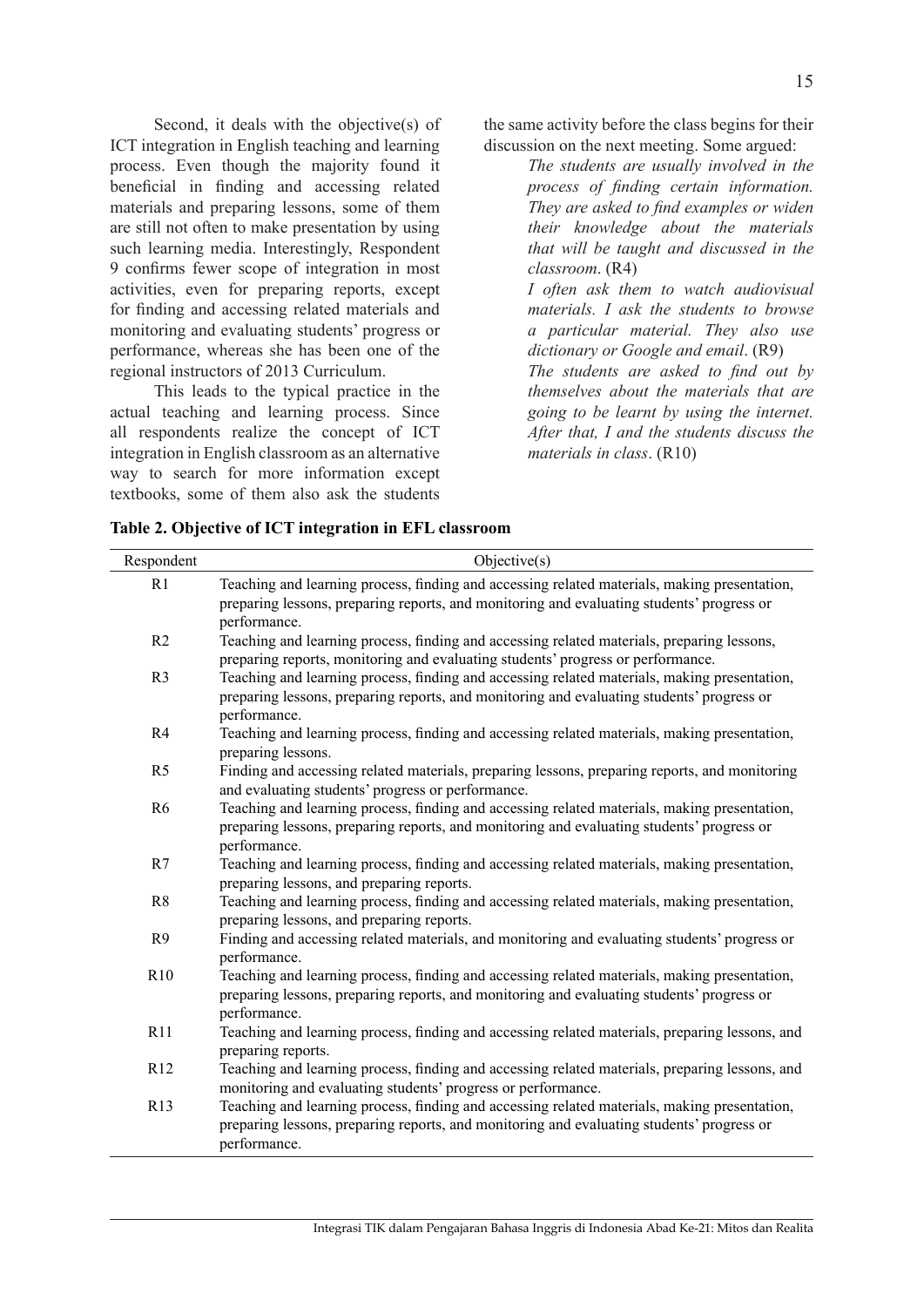Second, it deals with the objective(s) of ICT integration in English teaching and learning process. Even though the majority found it beneficial in finding and accessing related materials and preparing lessons, some of them are still not often to make presentation by using such learning media. Interestingly, Respondent 9 confirms fewer scope of integration in most activities, even for preparing reports, except for finding and accessing related materials and monitoring and evaluating students' progress or performance, whereas she has been one of the regional instructors of 2013 Curriculum.

This leads to the typical practice in the actual teaching and learning process. Since all respondents realize the concept of ICT integration in English classroom as an alternative way to search for more information except textbooks, some of them also ask the students the same activity before the class begins for their discussion on the next meeting. Some argued:

> *The students are usually involved in the process of finding certain information. They are asked to find examples or widen their knowledge about the materials that will be taught and discussed in the classroom*. (R4)
>
> *I often ask them to watch audiovisual materials. I ask the students to browse a particular material. They also use dictionary or Google and email*. (R9)
>
> *The students are asked to find out by themselves about the materials that are going to be learnt by using the internet. After that, I and the students discuss the materials in class*. (R10)

**Table 2. Objective of ICT integration in EFL classroom**

| Respondent | Objective(s) |
|---|---|
| R1 | Teaching and learning process, finding and accessing related materials, making presentation, preparing lessons, preparing reports, and monitoring and evaluating students' progress or performance. |
| R2 | Teaching and learning process, finding and accessing related materials, preparing lessons, preparing reports, monitoring and evaluating students' progress or performance. |
| R3 | Teaching and learning process, finding and accessing related materials, making presentation, preparing lessons, preparing reports, and monitoring and evaluating students' progress or performance. |
| R4 | Teaching and learning process, finding and accessing related materials, making presentation, preparing lessons. |
| R5 | Finding and accessing related materials, preparing lessons, preparing reports, and monitoring and evaluating students' progress or performance. |
| R6 | Teaching and learning process, finding and accessing related materials, making presentation, preparing lessons, preparing reports, and monitoring and evaluating students' progress or performance. |
| R7 | Teaching and learning process, finding and accessing related materials, making presentation, preparing lessons, and preparing reports. |
| R8 | Teaching and learning process, finding and accessing related materials, making presentation, preparing lessons, and preparing reports. |
| R9 | Finding and accessing related materials, and monitoring and evaluating students' progress or performance. |
| R10 | Teaching and learning process, finding and accessing related materials, making presentation, preparing lessons, preparing reports, and monitoring and evaluating students' progress or performance. |
| R11 | Teaching and learning process, finding and accessing related materials, preparing lessons, and preparing reports. |
| R12 | Teaching and learning process, finding and accessing related materials, preparing lessons, and monitoring and evaluating students' progress or performance. |
| R13 | Teaching and learning process, finding and accessing related materials, making presentation, preparing lessons, preparing reports, and monitoring and evaluating students' progress or performance. |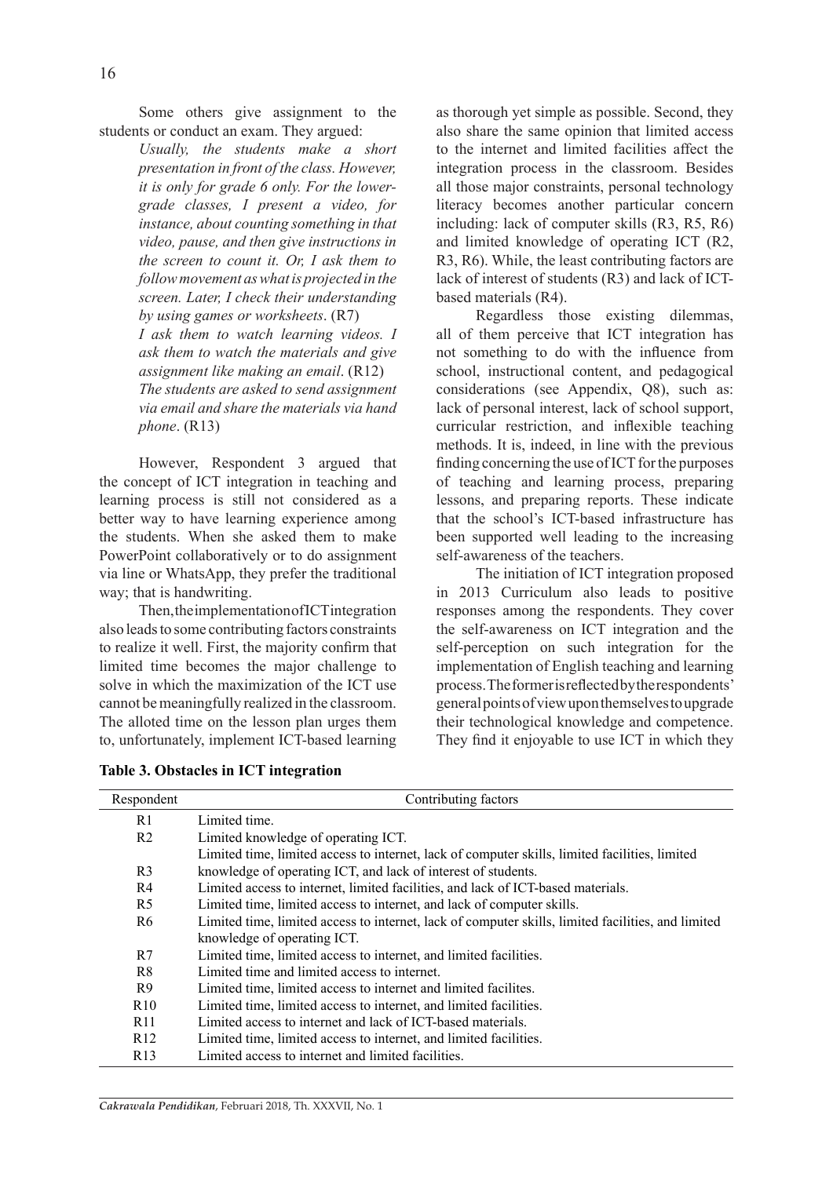Some others give assignment to the students or conduct an exam. They argued:

> *Usually, the students make a short presentation in front of the class. However, it is only for grade 6 only. For the lower-grade classes, I present a video, for instance, about counting something in that video, pause, and then give instructions in the screen to count it. Or, I ask them to follow movement as what is projected in the screen. Later, I check their understanding by using games or worksheets*. (R7)
>
> *I ask them to watch learning videos. I ask them to watch the materials and give assignment like making an email*. (R12)
>
> *The students are asked to send assignment via email and share the materials via hand phone*. (R13)

However, Respondent 3 argued that the concept of ICT integration in teaching and learning process is still not considered as a better way to have learning experience among the students. When she asked them to make PowerPoint collaboratively or to do assignment via line or WhatsApp, they prefer the traditional way; that is handwriting.

Then, the implementation of ICT integration also leads to some contributing factors constraints to realize it well. First, the majority confirm that limited time becomes the major challenge to solve in which the maximization of the ICT use cannot be meaningfully realized in the classroom. The alloted time on the lesson plan urges them to, unfortunately, implement ICT-based learning as thorough yet simple as possible. Second, they also share the same opinion that limited access to the internet and limited facilities affect the integration process in the classroom. Besides all those major constraints, personal technology literacy becomes another particular concern including: lack of computer skills (R3, R5, R6) and limited knowledge of operating ICT (R2, R3, R6). While, the least contributing factors are lack of interest of students (R3) and lack of ICT-based materials (R4).

Regardless those existing dilemmas, all of them perceive that ICT integration has not something to do with the influence from school, instructional content, and pedagogical considerations (see Appendix, Q8), such as: lack of personal interest, lack of school support, curricular restriction, and inflexible teaching methods. It is, indeed, in line with the previous finding concerning the use of ICT for the purposes of teaching and learning process, preparing lessons, and preparing reports. These indicate that the school's ICT-based infrastructure has been supported well leading to the increasing self-awareness of the teachers.

The initiation of ICT integration proposed in 2013 Curriculum also leads to positive responses among the respondents. They cover the self-awareness on ICT integration and the self-perception on such integration for the implementation of English teaching and learning process. The former is reflected by the respondents' general points of view upon themselves to upgrade their technological knowledge and competence. They find it enjoyable to use ICT in which they

**Table 3. Obstacles in ICT integration**

| Respondent | Contributing factors |
|---|---|
| R1 | Limited time. |
| R2 | Limited knowledge of operating ICT. |
| R3 | Limited time, limited access to internet, lack of computer skills, limited facilities, limited knowledge of operating ICT, and lack of interest of students. |
| R4 | Limited access to internet, limited facilities, and lack of ICT-based materials. |
| R5 | Limited time, limited access to internet, and lack of computer skills. |
| R6 | Limited time, limited access to internet, lack of computer skills, limited facilities, and limited knowledge of operating ICT. |
| R7 | Limited time, limited access to internet, and limited facilities. |
| R8 | Limited time and limited access to internet. |
| R9 | Limited time, limited access to internet and limited facilites. |
| R10 | Limited time, limited access to internet, and limited facilities. |
| R11 | Limited access to internet and lack of ICT-based materials. |
| R12 | Limited time, limited access to internet, and limited facilities. |
| R13 | Limited access to internet and limited facilities. |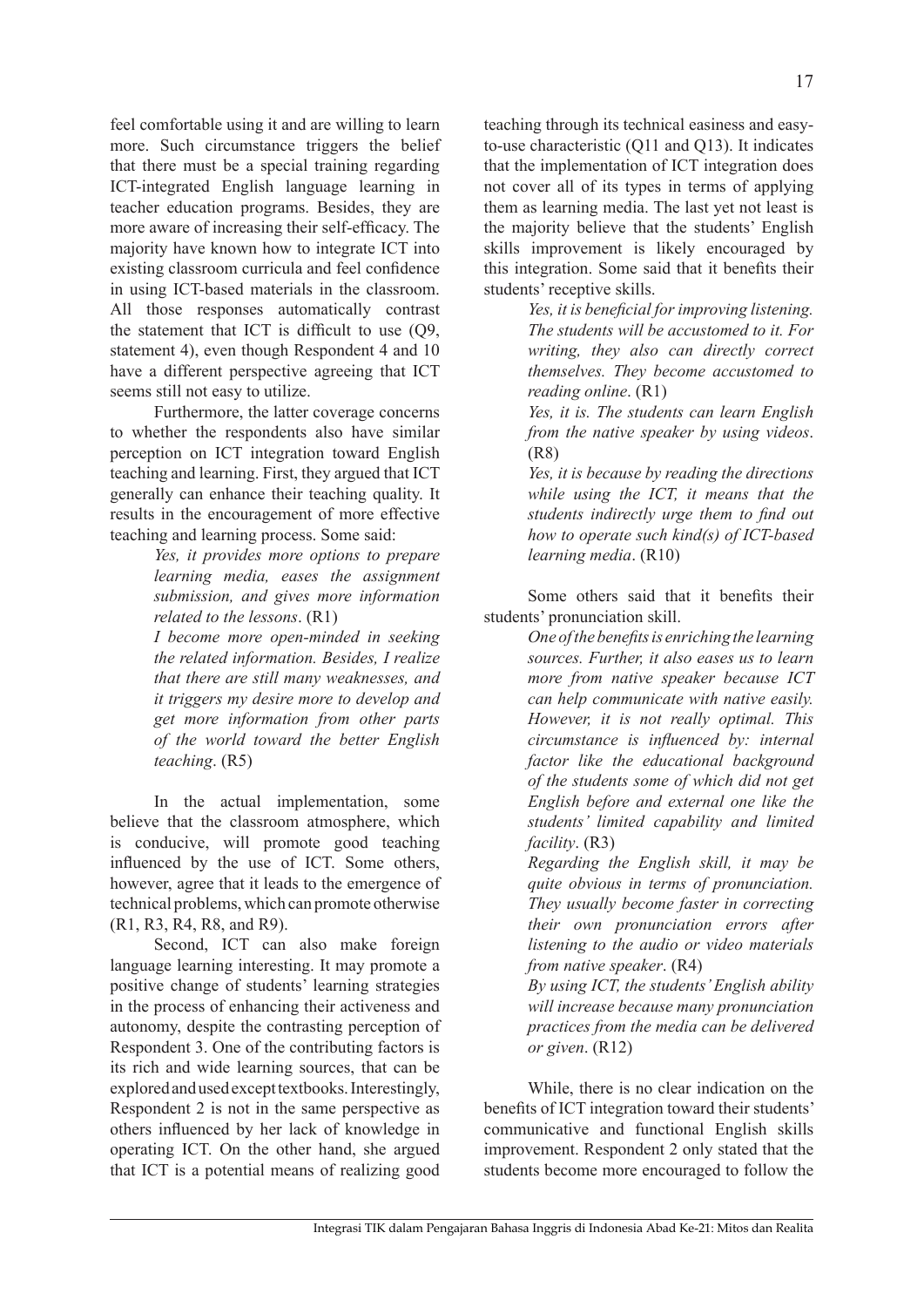feel comfortable using it and are willing to learn more. Such circumstance triggers the belief that there must be a special training regarding ICT-integrated English language learning in teacher education programs. Besides, they are more aware of increasing their self-efficacy. The majority have known how to integrate ICT into existing classroom curricula and feel confidence in using ICT-based materials in the classroom. All those responses automatically contrast the statement that ICT is difficult to use (Q9, statement 4), even though Respondent 4 and 10 have a different perspective agreeing that ICT seems still not easy to utilize.

Furthermore, the latter coverage concerns to whether the respondents also have similar perception on ICT integration toward English teaching and learning. First, they argued that ICT generally can enhance their teaching quality. It results in the encouragement of more effective teaching and learning process. Some said:

> *Yes, it provides more options to prepare learning media, eases the assignment submission, and gives more information related to the lessons*. (R1)
>
> *I become more open-minded in seeking the related information. Besides, I realize that there are still many weaknesses, and it triggers my desire more to develop and get more information from other parts of the world toward the better English teaching*. (R5)

In the actual implementation, some believe that the classroom atmosphere, which is conducive, will promote good teaching influenced by the use of ICT. Some others, however, agree that it leads to the emergence of technical problems, which can promote otherwise (R1, R3, R4, R8, and R9).

Second, ICT can also make foreign language learning interesting. It may promote a positive change of students' learning strategies in the process of enhancing their activeness and autonomy, despite the contrasting perception of Respondent 3. One of the contributing factors is its rich and wide learning sources, that can be explored and used except textbooks. Interestingly, Respondent 2 is not in the same perspective as others influenced by her lack of knowledge in operating ICT. On the other hand, she argued that ICT is a potential means of realizing good teaching through its technical easiness and easy-to-use characteristic (Q11 and Q13). It indicates that the implementation of ICT integration does not cover all of its types in terms of applying them as learning media. The last yet not least is the majority believe that the students' English skills improvement is likely encouraged by this integration. Some said that it benefits their students' receptive skills.

> *Yes, it is beneficial for improving listening. The students will be accustomed to it. For writing, they also can directly correct themselves. They become accustomed to reading online*. (R1)
>
> *Yes, it is. The students can learn English from the native speaker by using videos*. (R8)
>
> *Yes, it is because by reading the directions while using the ICT, it means that the students indirectly urge them to find out how to operate such kind(s) of ICT-based learning media*. (R10)

Some others said that it benefits their students' pronunciation skill.

> *One of the benefits is enriching the learning sources. Further, it also eases us to learn more from native speaker because ICT can help communicate with native easily. However, it is not really optimal. This circumstance is influenced by: internal factor like the educational background of the students some of which did not get English before and external one like the students' limited capability and limited facility*. (R3)
>
> *Regarding the English skill, it may be quite obvious in terms of pronunciation. They usually become faster in correcting their own pronunciation errors after listening to the audio or video materials from native speaker*. (R4)
>
> *By using ICT, the students' English ability will increase because many pronunciation practices from the media can be delivered or given*. (R12)

While, there is no clear indication on the benefits of ICT integration toward their students' communicative and functional English skills improvement. Respondent 2 only stated that the students become more encouraged to follow the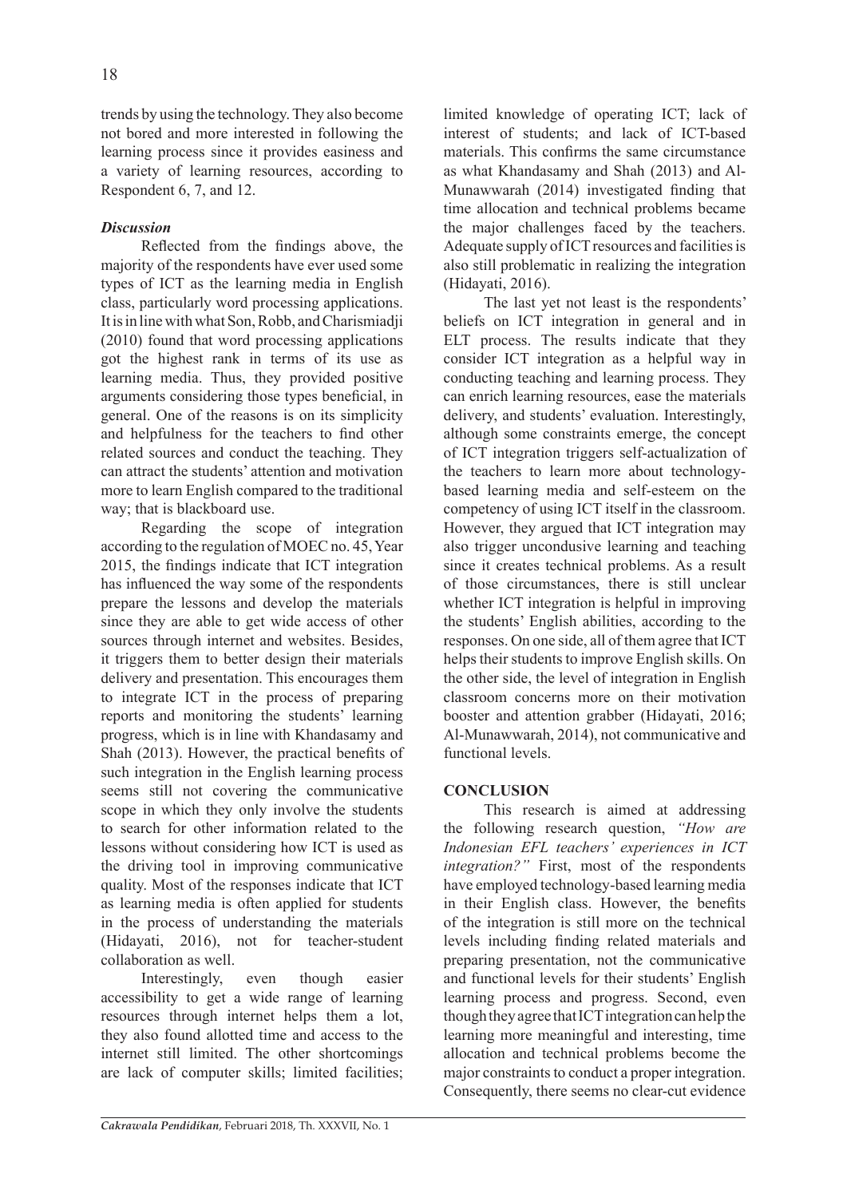trends by using the technology. They also become not bored and more interested in following the learning process since it provides easiness and a variety of learning resources, according to Respondent 6, 7, and 12.

### *Discussion*

Reflected from the findings above, the majority of the respondents have ever used some types of ICT as the learning media in English class, particularly word processing applications. It is in line with what Son, Robb, and Charismiadji (2010) found that word processing applications got the highest rank in terms of its use as learning media. Thus, they provided positive arguments considering those types beneficial, in general. One of the reasons is on its simplicity and helpfulness for the teachers to find other related sources and conduct the teaching. They can attract the students' attention and motivation more to learn English compared to the traditional way; that is blackboard use.

Regarding the scope of integration according to the regulation of MOEC no. 45, Year 2015, the findings indicate that ICT integration has influenced the way some of the respondents prepare the lessons and develop the materials since they are able to get wide access of other sources through internet and websites. Besides, it triggers them to better design their materials delivery and presentation. This encourages them to integrate ICT in the process of preparing reports and monitoring the students' learning progress, which is in line with Khandasamy and Shah (2013). However, the practical benefits of such integration in the English learning process seems still not covering the communicative scope in which they only involve the students to search for other information related to the lessons without considering how ICT is used as the driving tool in improving communicative quality. Most of the responses indicate that ICT as learning media is often applied for students in the process of understanding the materials (Hidayati, 2016), not for teacher-student collaboration as well.

Interestingly, even though easier accessibility to get a wide range of learning resources through internet helps them a lot, they also found allotted time and access to the internet still limited. The other shortcomings are lack of computer skills; limited facilities; limited knowledge of operating ICT; lack of interest of students; and lack of ICT-based materials. This confirms the same circumstance as what Khandasamy and Shah (2013) and Al-Munawwarah (2014) investigated finding that time allocation and technical problems became the major challenges faced by the teachers. Adequate supply of ICT resources and facilities is also still problematic in realizing the integration (Hidayati, 2016).

The last yet not least is the respondents' beliefs on ICT integration in general and in ELT process. The results indicate that they consider ICT integration as a helpful way in conducting teaching and learning process. They can enrich learning resources, ease the materials delivery, and students' evaluation. Interestingly, although some constraints emerge, the concept of ICT integration triggers self-actualization of the teachers to learn more about technology-based learning media and self-esteem on the competency of using ICT itself in the classroom. However, they argued that ICT integration may also trigger unconducive learning and teaching since it creates technical problems. As a result of those circumstances, there is still unclear whether ICT integration is helpful in improving the students' English abilities, according to the responses. On one side, all of them agree that ICT helps their students to improve English skills. On the other side, the level of integration in English classroom concerns more on their motivation booster and attention grabber (Hidayati, 2016; Al-Munawwarah, 2014), not communicative and functional levels.

## CONCLUSION

This research is aimed at addressing the following research question, *"How are Indonesian EFL teachers' experiences in ICT integration?"* First, most of the respondents have employed technology-based learning media in their English class. However, the benefits of the integration is still more on the technical levels including finding related materials and preparing presentation, not the communicative and functional levels for their students' English learning process and progress. Second, even though they agree that ICT integration can help the learning more meaningful and interesting, time allocation and technical problems become the major constraints to conduct a proper integration. Consequently, there seems no clear-cut evidence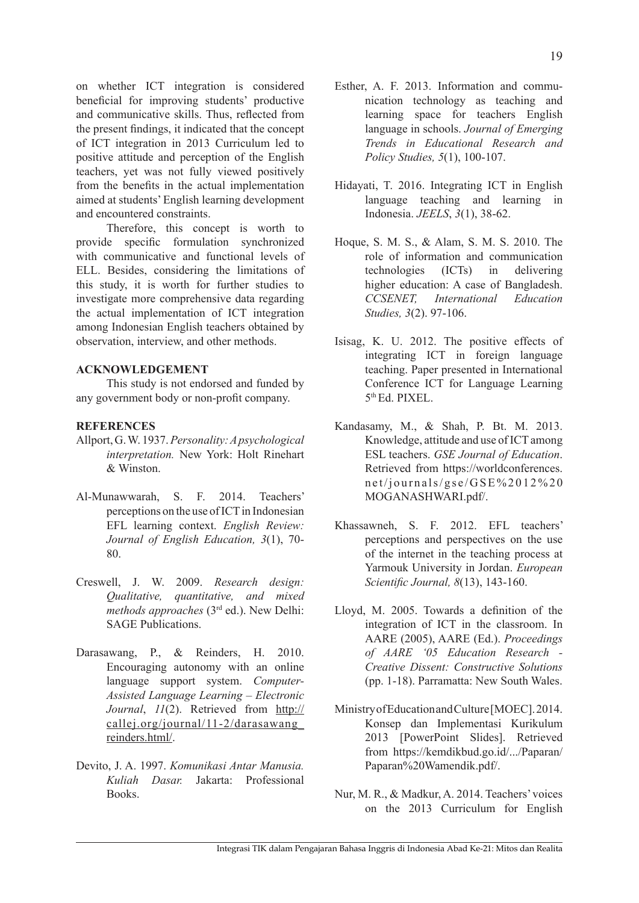on whether ICT integration is considered beneficial for improving students' productive and communicative skills. Thus, reflected from the present findings, it indicated that the concept of ICT integration in 2013 Curriculum led to positive attitude and perception of the English teachers, yet was not fully viewed positively from the benefits in the actual implementation aimed at students' English learning development and encountered constraints.

Therefore, this concept is worth to provide specific formulation synchronized with communicative and functional levels of ELL. Besides, considering the limitations of this study, it is worth for further studies to investigate more comprehensive data regarding the actual implementation of ICT integration among Indonesian English teachers obtained by observation, interview, and other methods.

## ACKNOWLEDGEMENT

This study is not endorsed and funded by any government body or non-profit company.

## REFERENCES

Allport, G. W. 1937. *Personality: A psychological interpretation.* New York: Holt Rinehart & Winston.

Al-Munawwarah, S. F. 2014. Teachers' perceptions on the use of ICT in Indonesian EFL learning context. *English Review: Journal of English Education, 3*(1), 70-80.

Creswell, J. W. 2009. *Research design: Qualitative, quantitative, and mixed methods approaches* (3rd ed.). New Delhi: SAGE Publications.

Darasawang, P., & Reinders, H. 2010. Encouraging autonomy with an online language support system. *Computer-Assisted Language Learning – Electronic Journal*, *11*(2). Retrieved from http://callej.org/journal/11-2/darasawang_reinders.html/.

Devito, J. A. 1997. *Komunikasi Antar Manusia. Kuliah Dasar.* Jakarta: Professional Books.

Esther, A. F. 2013. Information and communication technology as teaching and learning space for teachers English language in schools. *Journal of Emerging Trends in Educational Research and Policy Studies, 5*(1), 100-107.

Hidayati, T. 2016. Integrating ICT in English language teaching and learning in Indonesia. *JEELS*, *3*(1), 38-62.

Hoque, S. M. S., & Alam, S. M. S. 2010. The role of information and communication technologies (ICTs) in delivering higher education: A case of Bangladesh. *CCSENET, International Education Studies, 3*(2). 97-106.

Isisag, K. U. 2012. The positive effects of integrating ICT in foreign language teaching. Paper presented in International Conference ICT for Language Learning 5th Ed. PIXEL.

Kandasamy, M., & Shah, P. Bt. M. 2013. Knowledge, attitude and use of ICT among ESL teachers. *GSE Journal of Education*. Retrieved from https://worldconferences.net/journals/gse/GSE%2012%20MOGANASHWARI.pdf/.

Khassawneh, S. F. 2012. EFL teachers' perceptions and perspectives on the use of the internet in the teaching process at Yarmouk University in Jordan. *European Scientific Journal, 8*(13), 143-160.

Lloyd, M. 2005. Towards a definition of the integration of ICT in the classroom. In AARE (2005), AARE (Ed.). *Proceedings of AARE '05 Education Research - Creative Dissent: Constructive Solutions* (pp. 1-18). Parramatta: New South Wales.

Ministry of Education and Culture [MOEC]. 2014. Konsep dan Implementasi Kurikulum 2013 [PowerPoint Slides]. Retrieved from https://kemdikbud.go.id/.../Paparan/Paparan%20Wamendik.pdf/.

Nur, M. R., & Madkur, A. 2014. Teachers' voices on the 2013 Curriculum for English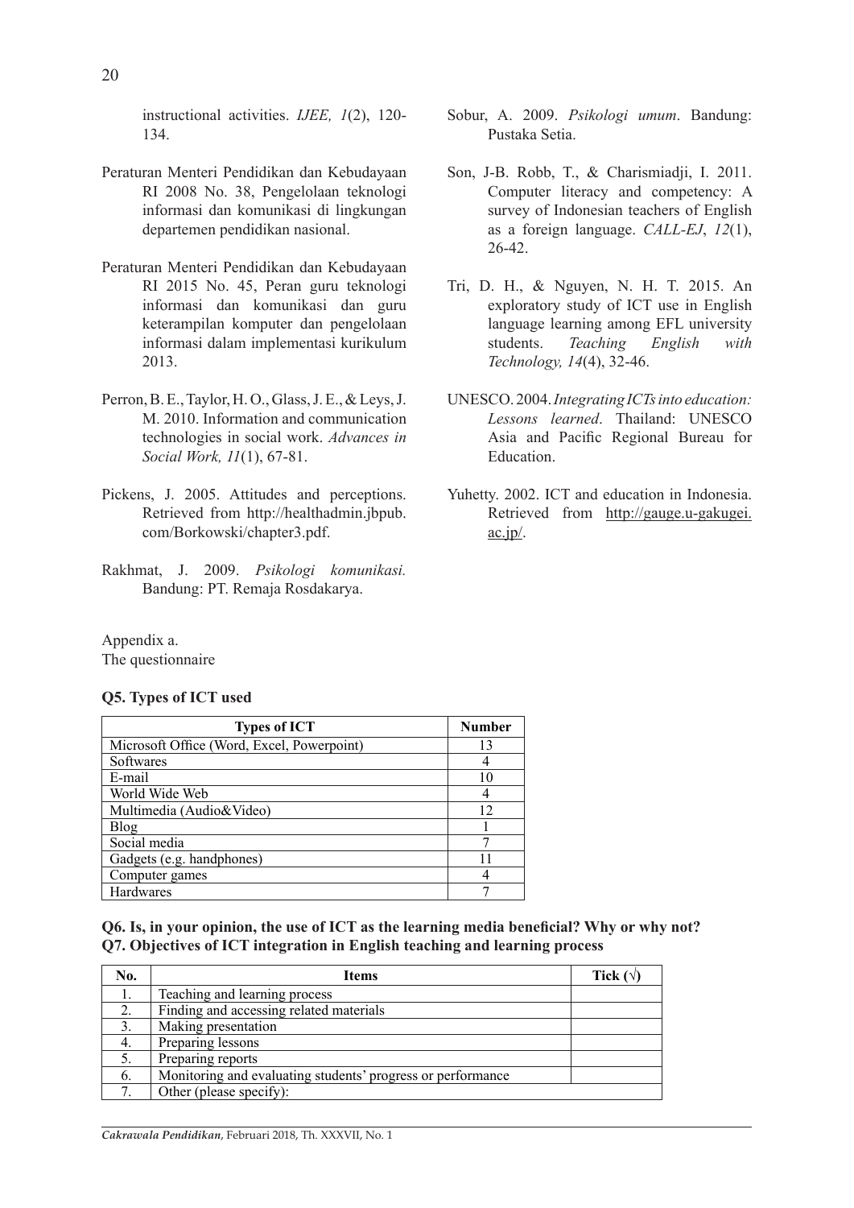instructional activities. *IJEE, 1*(2), 120-134.

Peraturan Menteri Pendidikan dan Kebudayaan RI 2008 No. 38, Pengelolaan teknologi informasi dan komunikasi di lingkungan departemen pendidikan nasional.

Peraturan Menteri Pendidikan dan Kebudayaan RI 2015 No. 45, Peran guru teknologi informasi dan komunikasi dan guru keterampilan komputer dan pengelolaan informasi dalam implementasi kurikulum 2013.

Perron, B. E., Taylor, H. O., Glass, J. E., & Leys, J. M. 2010. Information and communication technologies in social work. *Advances in Social Work, 11*(1), 67-81.

Pickens, J. 2005. Attitudes and perceptions. Retrieved from http://healthadmin.jbpub.com/Borkowski/chapter3.pdf.

Rakhmat, J. 2009. *Psikologi komunikasi.* Bandung: PT. Remaja Rosdakarya.

Sobur, A. 2009. *Psikologi umum*. Bandung: Pustaka Setia.

Son, J-B. Robb, T., & Charismiadji, I. 2011. Computer literacy and competency: A survey of Indonesian teachers of English as a foreign language. *CALL-EJ*, *12*(1), 26-42.

Tri, D. H., & Nguyen, N. H. T. 2015. An exploratory study of ICT use in English language learning among EFL university students. *Teaching English with Technology, 14*(4), 32-46.

UNESCO. 2004. *Integrating ICTs into education: Lessons learned*. Thailand: UNESCO Asia and Pacific Regional Bureau for Education.

Yuhetty. 2002. ICT and education in Indonesia. Retrieved from http://gauge.u-gakugei.ac.jp/.

Appendix a.
The questionnaire

**Q5. Types of ICT used**

| Types of ICT | Number |
|---|---|
| Microsoft Office (Word, Excel, Powerpoint) | 13 |
| Softwares | 4 |
| E-mail | 10 |
| World Wide Web | 4 |
| Multimedia (Audio&Video) | 12 |
| Blog | 1 |
| Social media | 7 |
| Gadgets (e.g. handphones) | 11 |
| Computer games | 4 |
| Hardwares | 7 |

**Q6. Is, in your opinion, the use of ICT as the learning media beneficial? Why or why not?**
**Q7. Objectives of ICT integration in English teaching and learning process**

| No. | Items | Tick (√) |
|---|---|---|
| 1. | Teaching and learning process | |
| 2. | Finding and accessing related materials | |
| 3. | Making presentation | |
| 4. | Preparing lessons | |
| 5. | Preparing reports | |
| 6. | Monitoring and evaluating students' progress or performance | |
| 7. | Other (please specify): | |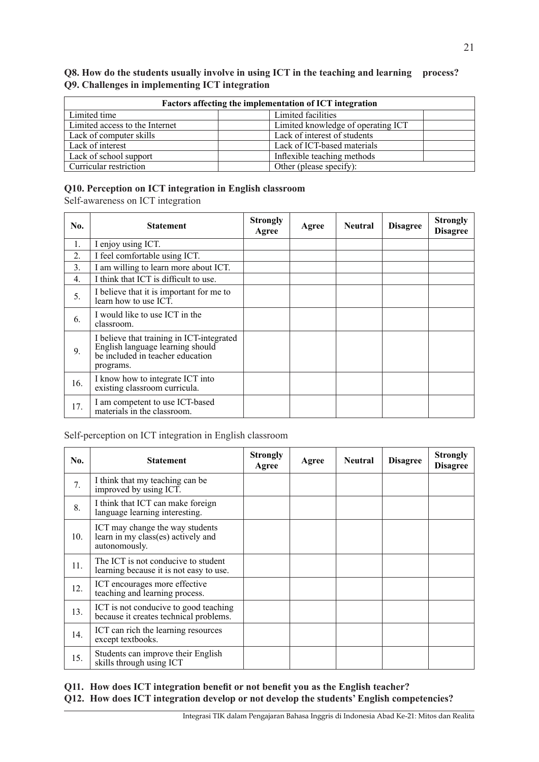**Q8. How do the students usually involve in using ICT in the teaching and learning process?**
**Q9. Challenges in implementing ICT integration**

| Factors affecting the implementation of ICT integration | | | |
|---|---|---|---|
| Limited time | | Limited facilities | |
| Limited access to the Internet | | Limited knowledge of operating ICT | |
| Lack of computer skills | | Lack of interest of students | |
| Lack of interest | | Lack of ICT-based materials | |
| Lack of school support | | Inflexible teaching methods | |
| Curricular restriction | | Other (please specify): | |

**Q10. Perception on ICT integration in English classroom**

Self-awareness on ICT integration

| No. | Statement | Strongly Agree | Agree | Neutral | Disagree | Strongly Disagree |
|---|---|---|---|---|---|---|
| 1. | I enjoy using ICT. | | | | | |
| 2. | I feel comfortable using ICT. | | | | | |
| 3. | I am willing to learn more about ICT. | | | | | |
| 4. | I think that ICT is difficult to use. | | | | | |
| 5. | I believe that it is important for me to learn how to use ICT. | | | | | |
| 6. | I would like to use ICT in the classroom. | | | | | |
| 9. | I believe that training in ICT-integrated English language learning should be included in teacher education programs. | | | | | |
| 16. | I know how to integrate ICT into existing classroom curricula. | | | | | |
| 17. | I am competent to use ICT-based materials in the classroom. | | | | | |

Self-perception on ICT integration in English classroom

| No. | Statement | Strongly Agree | Agree | Neutral | Disagree | Strongly Disagree |
|---|---|---|---|---|---|---|
| 7. | I think that my teaching can be improved by using ICT. | | | | | |
| 8. | I think that ICT can make foreign language learning interesting. | | | | | |
| 10. | ICT may change the way students learn in my class(es) actively and autonomously. | | | | | |
| 11. | The ICT is not conducive to student learning because it is not easy to use. | | | | | |
| 12. | ICT encourages more effective teaching and learning process. | | | | | |
| 13. | ICT is not conducive to good teaching because it creates technical problems. | | | | | |
| 14. | ICT can rich the learning resources except textbooks. | | | | | |
| 15. | Students can improve their English skills through using ICT | | | | | |

**Q11. How does ICT integration benefit or not benefit you as the English teacher?**
**Q12. How does ICT integration develop or not develop the students' English competencies?**